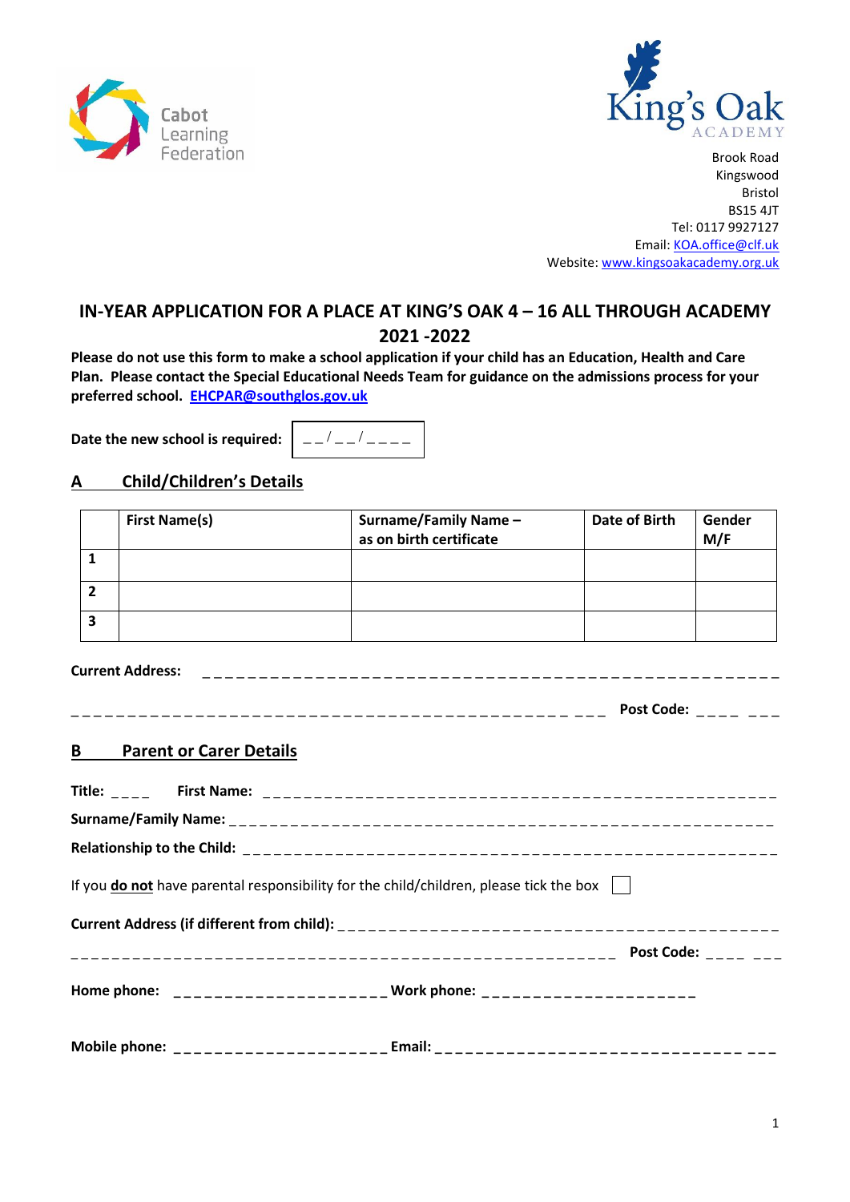Cabot Learning Federation

King's Oak ACADEMY

Brook Road
Kingswood
Bristol
BS15 4JT
Tel: 0117 9927127
Email: KOA.office@clf.uk
Website: www.kingsoakacademy.org.uk

# IN-YEAR APPLICATION FOR A PLACE AT KING'S OAK 4 – 16 ALL THROUGH ACADEMY 2021 -2022

**Please do not use this form to make a school application if your child has an Education, Health and Care Plan. Please contact the Special Educational Needs Team for guidance on the admissions process for your preferred school. EHCPAR@southglos.gov.uk**

**Date the new school is required:** __ / __ / ____

## A Child/Children's Details

| | First Name(s) | Surname/Family Name – as on birth certificate | Date of Birth | Gender M/F |
|---|---|---|---|---|
| **1** | | | | |
| **2** | | | | |
| **3** | | | | |

**Current Address:** ____________________________________________

____________________________________________ **Post Code:** ____ ___

## B Parent or Carer Details

**Title:** ____ **First Name:** ____________________________________________

**Surname/Family Name:** ____________________________________________

**Relationship to the Child:** ____________________________________________

If you **do not** have parental responsibility for the child/children, please tick the box ☐

**Current Address (if different from child):** ____________________________________________

____________________________________________ **Post Code:** ____ ___

**Home phone:** _____________________ **Work phone:** _____________________

**Mobile phone:** _____________________ **Email:** ________________________________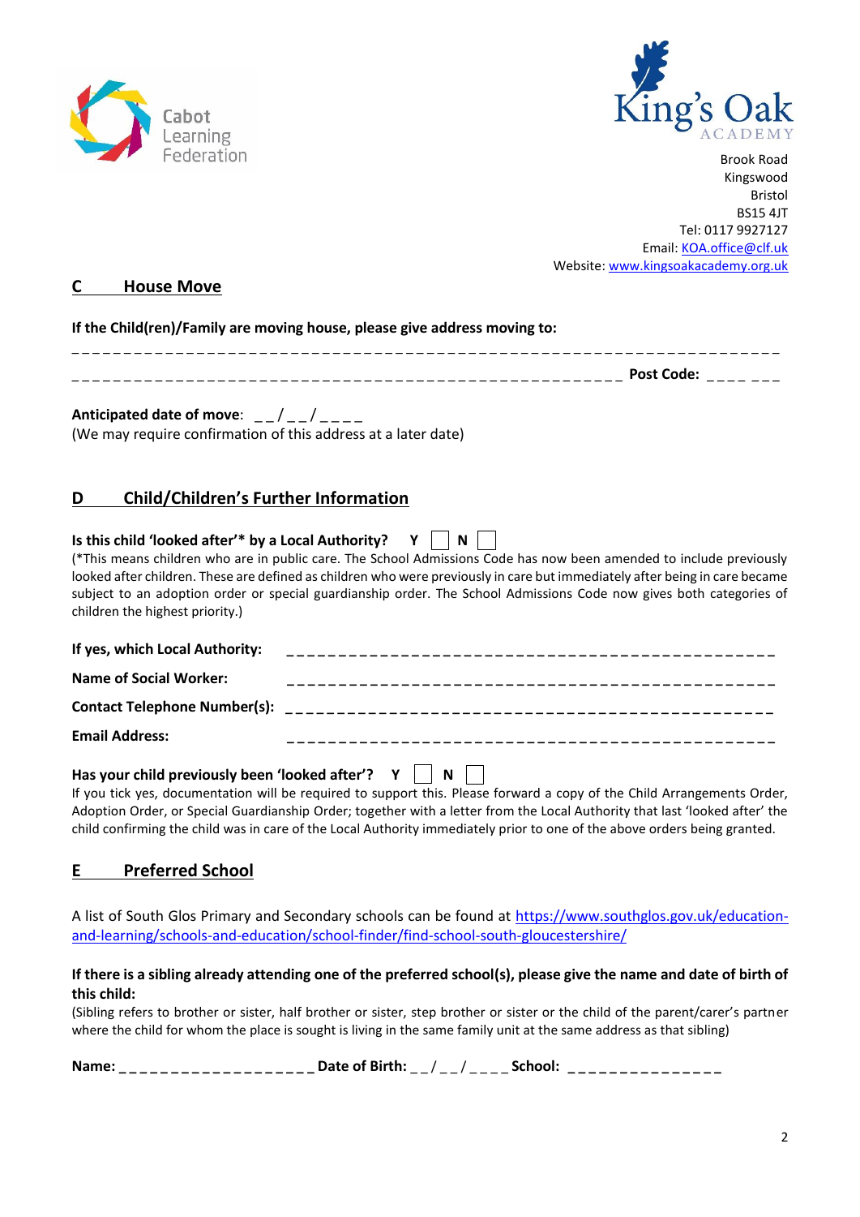Cabot Learning Federation

King's Oak ACADEMY

Brook Road
Kingswood
Bristol
BS15 4JT
Tel: 0117 9927127
Email: KOA.office@clf.uk
Website: www.kingsoakacademy.org.uk

## C House Move

**If the Child(ren)/Family are moving house, please give address moving to:**

_ _ _ _ _ _ _ _ _ _ _ _ _ _ _ _ _ _ _ _ _ _ _ _ _ _ _ _ _ _ _ _ _ _ _ _ _ _ _ _ _ _ _ _ _ _ _ _ _ _ _ _ _ _ _ _ _ _ _ _ _ _ _ _ _ _ _ _ _ _

_ _ _ _ _ _ _ _ _ _ _ _ _ _ _ _ _ _ _ _ _ _ _ _ _ _ _ _ _ _ _ _ _ _ _ _ _ _ _ _ _ _ _ _ _ _ _ _ _ _ _ _ _ **Post Code:** _ _ _ _ _ _ _

**Anticipated date of move**: _ _ / _ _ / _ _ _ _
(We may require confirmation of this address at a later date)

## D Child/Children's Further Information

**Is this child 'looked after'\* by a Local Authority? Y ☐ N ☐**
(\*This means children who are in public care. The School Admissions Code has now been amended to include previously looked after children. These are defined as children who were previously in care but immediately after being in care became subject to an adoption order or special guardianship order. The School Admissions Code now gives both categories of children the highest priority.)

**If yes, which Local Authority:** _ _ _ _ _ _ _ _ _ _ _ _ _ _ _ _ _ _ _ _ _ _ _ _ _ _ _ _ _ _ _ _ _ _ _ _ _ _ _ _ _ _ _ _ _ _ _

**Name of Social Worker:** _ _ _ _ _ _ _ _ _ _ _ _ _ _ _ _ _ _ _ _ _ _ _ _ _ _ _ _ _ _ _ _ _ _ _ _ _ _ _ _ _ _ _ _ _ _ _

**Contact Telephone Number(s):** _ _ _ _ _ _ _ _ _ _ _ _ _ _ _ _ _ _ _ _ _ _ _ _ _ _ _ _ _ _ _ _ _ _ _ _ _ _ _ _ _ _ _ _ _ _ _

**Email Address:** _ _ _ _ _ _ _ _ _ _ _ _ _ _ _ _ _ _ _ _ _ _ _ _ _ _ _ _ _ _ _ _ _ _ _ _ _ _ _ _ _ _ _ _ _ _ _

**Has your child previously been 'looked after'? Y ☐ N ☐**
If you tick yes, documentation will be required to support this. Please forward a copy of the Child Arrangements Order, Adoption Order, or Special Guardianship Order; together with a letter from the Local Authority that last 'looked after' the child confirming the child was in care of the Local Authority immediately prior to one of the above orders being granted.

## E Preferred School

A list of South Glos Primary and Secondary schools can be found at https://www.southglos.gov.uk/education-and-learning/schools-and-education/school-finder/find-school-south-gloucestershire/

**If there is a sibling already attending one of the preferred school(s), please give the name and date of birth of this child:**
(Sibling refers to brother or sister, half brother or sister, step brother or sister or the child of the parent/carer's partner where the child for whom the place is sought is living in the same family unit at the same address as that sibling)

**Name:** _ _ _ _ _ _ _ _ _ _ _ _ _ _ _ _ _ _ **Date of Birth:** _ _ / _ _ / _ _ _ _ **School:** _ _ _ _ _ _ _ _ _ _ _ _ _ _ _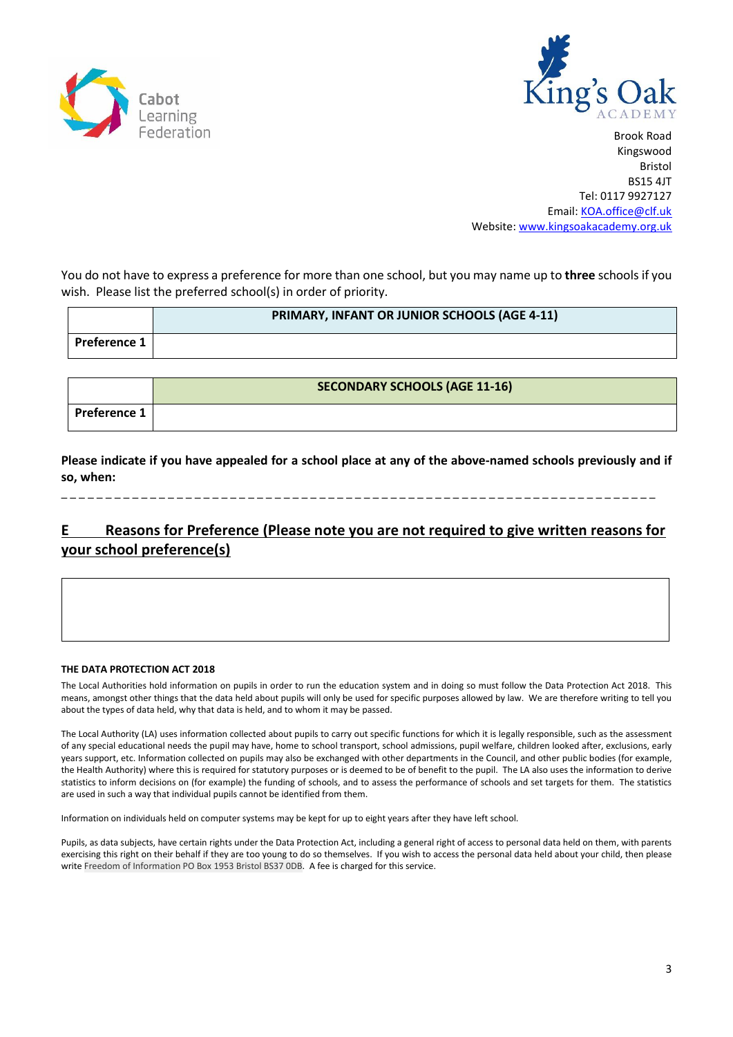Cabot Learning Federation

King's Oak ACADEMY

Brook Road
Kingswood
Bristol
BS15 4JT
Tel: 0117 9927127
Email: KOA.office@clf.uk
Website: www.kingsoakacademy.org.uk

You do not have to express a preference for more than one school, but you may name up to **three** schools if you wish. Please list the preferred school(s) in order of priority.

| | **PRIMARY, INFANT OR JUNIOR SCHOOLS (AGE 4-11)** |
|---|---|
| **Preference 1** | |

| | **SECONDARY SCHOOLS (AGE 11-16)** |
|---|---|
| **Preference 1** | |

**Please indicate if you have appealed for a school place at any of the above-named schools previously and if so, when:**

_ _ _ _ _ _ _ _ _ _ _ _ _ _ _ _ _ _ _ _ _ _ _ _ _ _ _ _ _ _ _ _ _ _ _ _ _ _ _ _ _ _ _ _ _ _ _ _ _ _ _ _ _ _ _ _ _ _ _ _ _ _ _ _ _ _ _

## E Reasons for Preference (Please note you are not required to give written reasons for your school preference(s)

| |
|---|
| |

**THE DATA PROTECTION ACT 2018**

The Local Authorities hold information on pupils in order to run the education system and in doing so must follow the Data Protection Act 2018. This means, amongst other things that the data held about pupils will only be used for specific purposes allowed by law. We are therefore writing to tell you about the types of data held, why that data is held, and to whom it may be passed.

The Local Authority (LA) uses information collected about pupils to carry out specific functions for which it is legally responsible, such as the assessment of any special educational needs the pupil may have, home to school transport, school admissions, pupil welfare, children looked after, exclusions, early years support, etc. Information collected on pupils may also be exchanged with other departments in the Council, and other public bodies (for example, the Health Authority) where this is required for statutory purposes or is deemed to be of benefit to the pupil. The LA also uses the information to derive statistics to inform decisions on (for example) the funding of schools, and to assess the performance of schools and set targets for them. The statistics are used in such a way that individual pupils cannot be identified from them.

Information on individuals held on computer systems may be kept for up to eight years after they have left school.

Pupils, as data subjects, have certain rights under the Data Protection Act, including a general right of access to personal data held on them, with parents exercising this right on their behalf if they are too young to do so themselves. If you wish to access the personal data held about your child, then please write Freedom of Information PO Box 1953 Bristol BS37 0DB. A fee is charged for this service.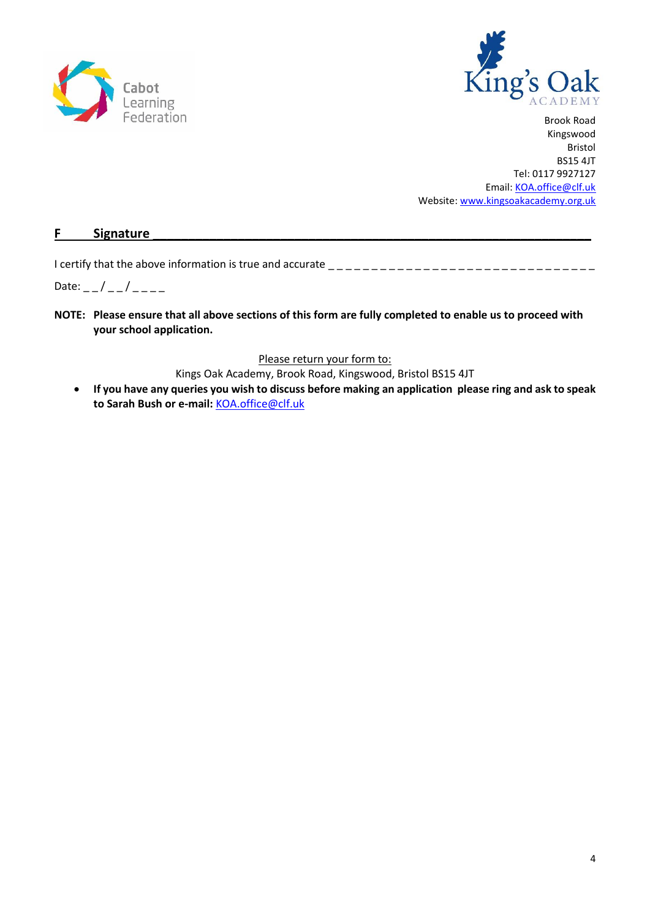Cabot Learning Federation

King's Oak ACADEMY

Brook Road
Kingswood
Bristol
BS15 4JT
Tel: 0117 9927127
Email: KOA.office@clf.uk
Website: www.kingsoakacademy.org.uk

## F Signature

I certify that the above information is true and accurate _ _ _ _ _ _ _ _ _ _ _ _ _ _ _ _ _ _ _ _ _ _ _ _ _ _ _ _ _ _ _

Date: _ _ / _ _ / _ _ _ _

**NOTE: Please ensure that all above sections of this form are fully completed to enable us to proceed with your school application.**

Please return your form to:

Kings Oak Academy, Brook Road, Kingswood, Bristol BS15 4JT

- **If you have any queries you wish to discuss before making an application please ring and ask to speak to Sarah Bush or e-mail:** KOA.office@clf.uk